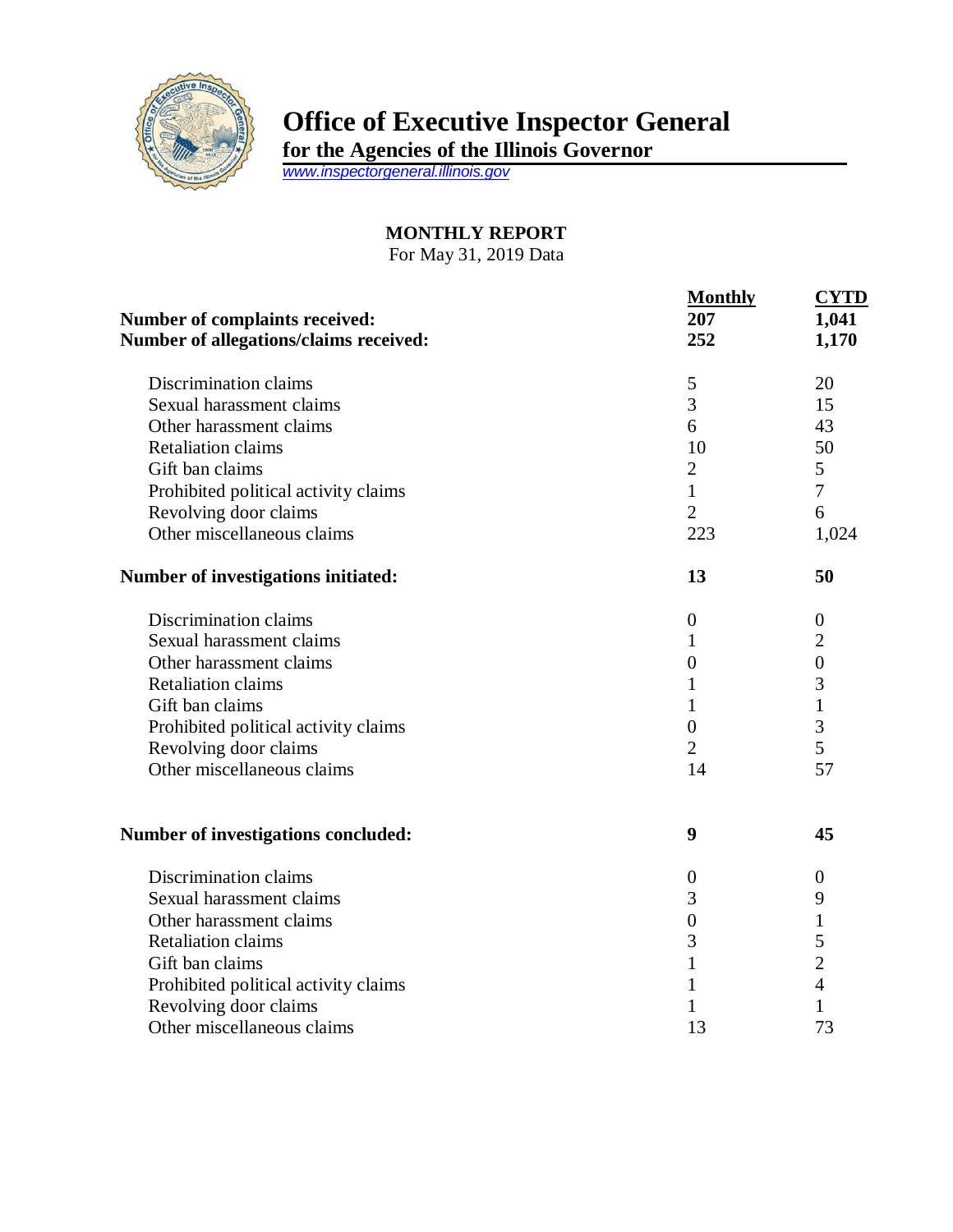# Office of Executive Inspector General

**for the Agencies of the Illinois Governor**

www.inspectorgeneral.illinois.gov

## MONTHLY REPORT

For May 31, 2019 Data

| | Monthly | CYTD |
|---|---|---|
| **Number of complaints received:** | **207** | **1,041** |
| **Number of allegations/claims received:** | **252** | **1,170** |
| Discrimination claims | 5 | 20 |
| Sexual harassment claims | 3 | 15 |
| Other harassment claims | 6 | 43 |
| Retaliation claims | 10 | 50 |
| Gift ban claims | 2 | 5 |
| Prohibited political activity claims | 1 | 7 |
| Revolving door claims | 2 | 6 |
| Other miscellaneous claims | 223 | 1,024 |
| **Number of investigations initiated:** | **13** | **50** |
| Discrimination claims | 0 | 0 |
| Sexual harassment claims | 1 | 2 |
| Other harassment claims | 0 | 0 |
| Retaliation claims | 1 | 3 |
| Gift ban claims | 1 | 1 |
| Prohibited political activity claims | 0 | 3 |
| Revolving door claims | 2 | 5 |
| Other miscellaneous claims | 14 | 57 |
| **Number of investigations concluded:** | **9** | **45** |
| Discrimination claims | 0 | 0 |
| Sexual harassment claims | 3 | 9 |
| Other harassment claims | 0 | 1 |
| Retaliation claims | 3 | 5 |
| Gift ban claims | 1 | 2 |
| Prohibited political activity claims | 1 | 4 |
| Revolving door claims | 1 | 1 |
| Other miscellaneous claims | 13 | 73 |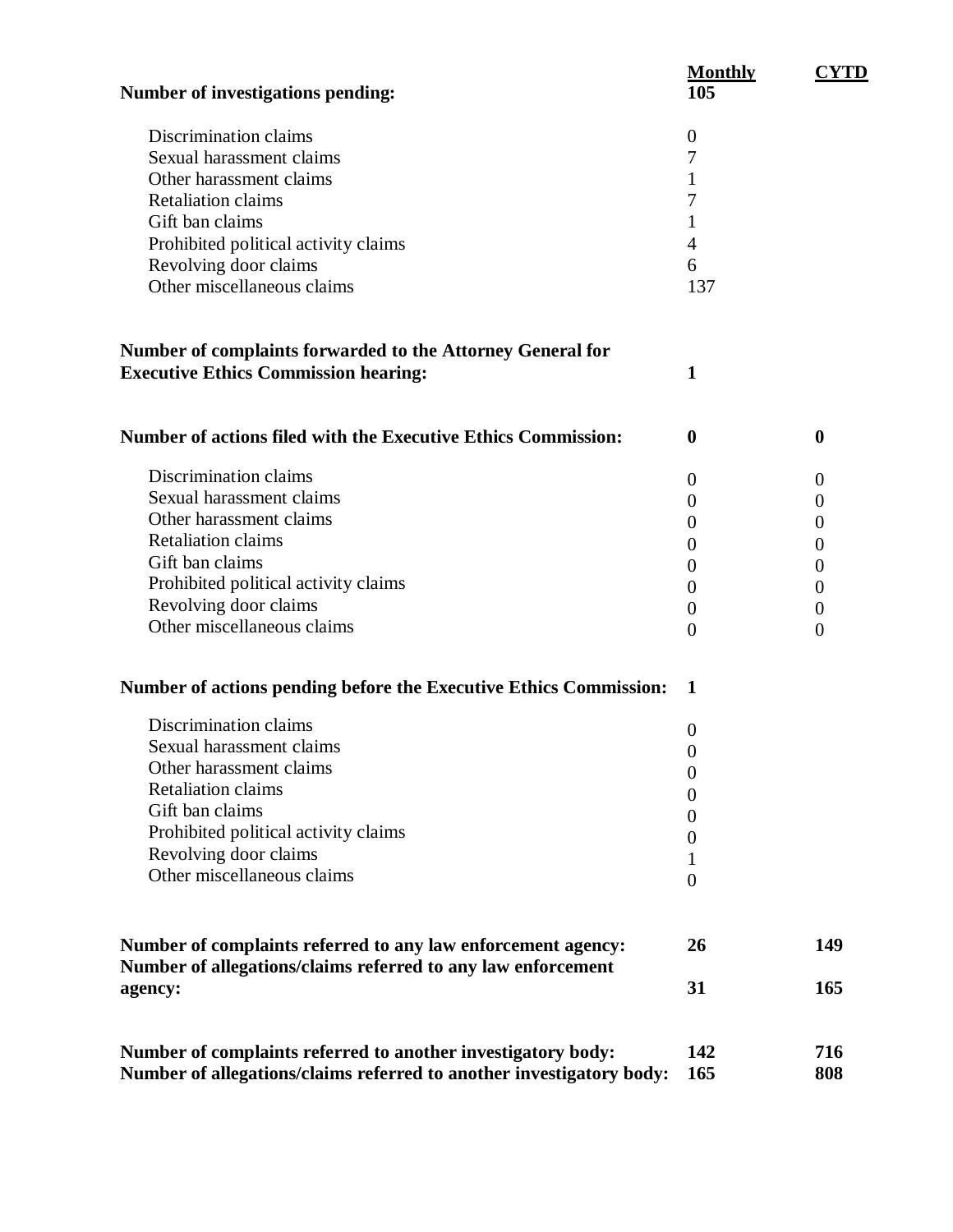| | Monthly | CYTD |
|---|---|---|
| **Number of investigations pending:** | **105** | |
| Discrimination claims | 0 | |
| Sexual harassment claims | 7 | |
| Other harassment claims | 1 | |
| Retaliation claims | 7 | |
| Gift ban claims | 1 | |
| Prohibited political activity claims | 4 | |
| Revolving door claims | 6 | |
| Other miscellaneous claims | 137 | |
| **Number of complaints forwarded to the Attorney General for Executive Ethics Commission hearing:** | **1** | |
| **Number of actions filed with the Executive Ethics Commission:** | **0** | **0** |
| Discrimination claims | 0 | 0 |
| Sexual harassment claims | 0 | 0 |
| Other harassment claims | 0 | 0 |
| Retaliation claims | 0 | 0 |
| Gift ban claims | 0 | 0 |
| Prohibited political activity claims | 0 | 0 |
| Revolving door claims | 0 | 0 |
| Other miscellaneous claims | 0 | 0 |
| **Number of actions pending before the Executive Ethics Commission:** | **1** | |
| Discrimination claims | 0 | |
| Sexual harassment claims | 0 | |
| Other harassment claims | 0 | |
| Retaliation claims | 0 | |
| Gift ban claims | 0 | |
| Prohibited political activity claims | 0 | |
| Revolving door claims | 1 | |
| Other miscellaneous claims | 0 | |
| **Number of complaints referred to any law enforcement agency:** | **26** | **149** |
| **Number of allegations/claims referred to any law enforcement agency:** | **31** | **165** |
| **Number of complaints referred to another investigatory body:** | **142** | **716** |
| **Number of allegations/claims referred to another investigatory body:** | **165** | **808** |